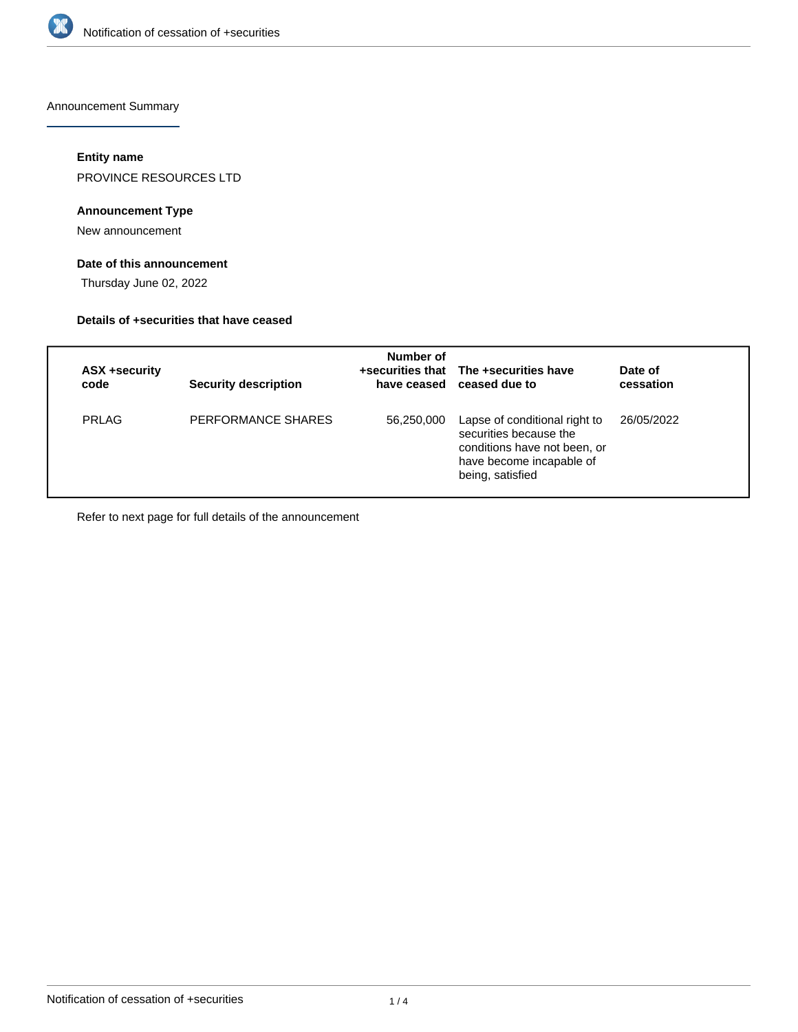# Notification of cessation of +securities

## Announcement Summary

### Entity name

PROVINCE RESOURCES LTD

### Announcement Type

New announcement

### Date of this announcement

Thursday June 02, 2022

### Details of +securities that have ceased

| ASX +security code | Security description | Number of +securities that have ceased | The +securities have ceased due to | Date of cessation |
|---|---|---|---|---|
| PRLAG | PERFORMANCE SHARES | 56,250,000 | Lapse of conditional right to securities because the conditions have not been, or have become incapable of being, satisfied | 26/05/2022 |

Refer to next page for full details of the announcement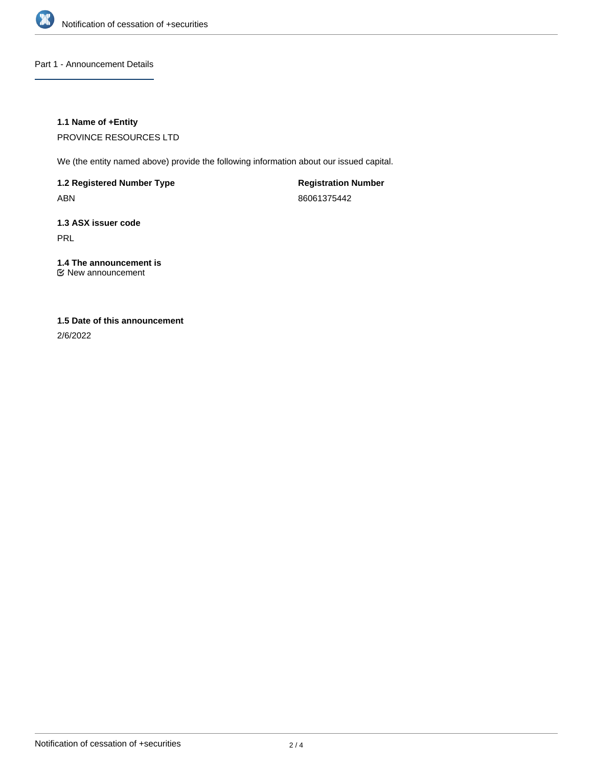## Part 1 - Announcement Details

### 1.1 Name of +Entity

PROVINCE RESOURCES LTD

We (the entity named above) provide the following information about our issued capital.

**1.2 Registered Number Type**

ABN

**Registration Number**

86061375442

**1.3 ASX issuer code**

PRL

**1.4 The announcement is**

☑ New announcement

**1.5 Date of this announcement**

2/6/2022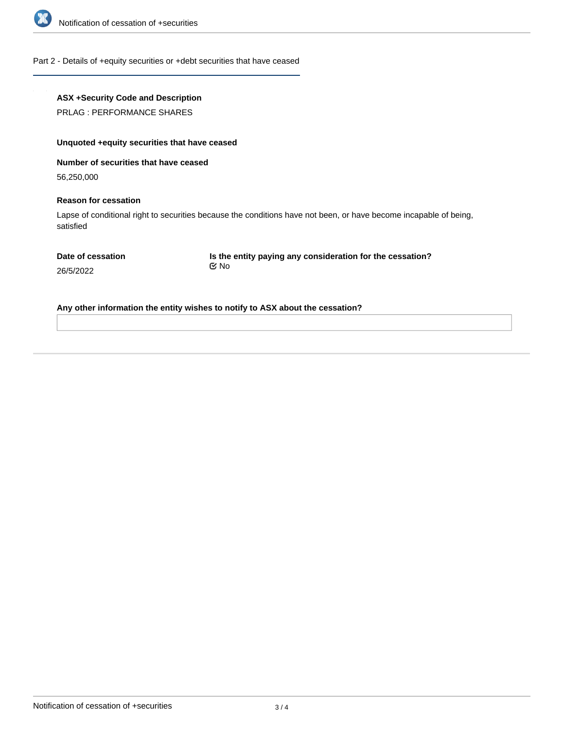## Part 2 - Details of +equity securities or +debt securities that have ceased

**ASX +Security Code and Description**

PRLAG : PERFORMANCE SHARES

**Unquoted +equity securities that have ceased**

**Number of securities that have ceased**

56,250,000

**Reason for cessation**

Lapse of conditional right to securities because the conditions have not been, or have become incapable of being, satisfied

**Date of cessation**

26/5/2022

**Is the entity paying any consideration for the cessation?**

No

**Any other information the entity wishes to notify to ASX about the cessation?**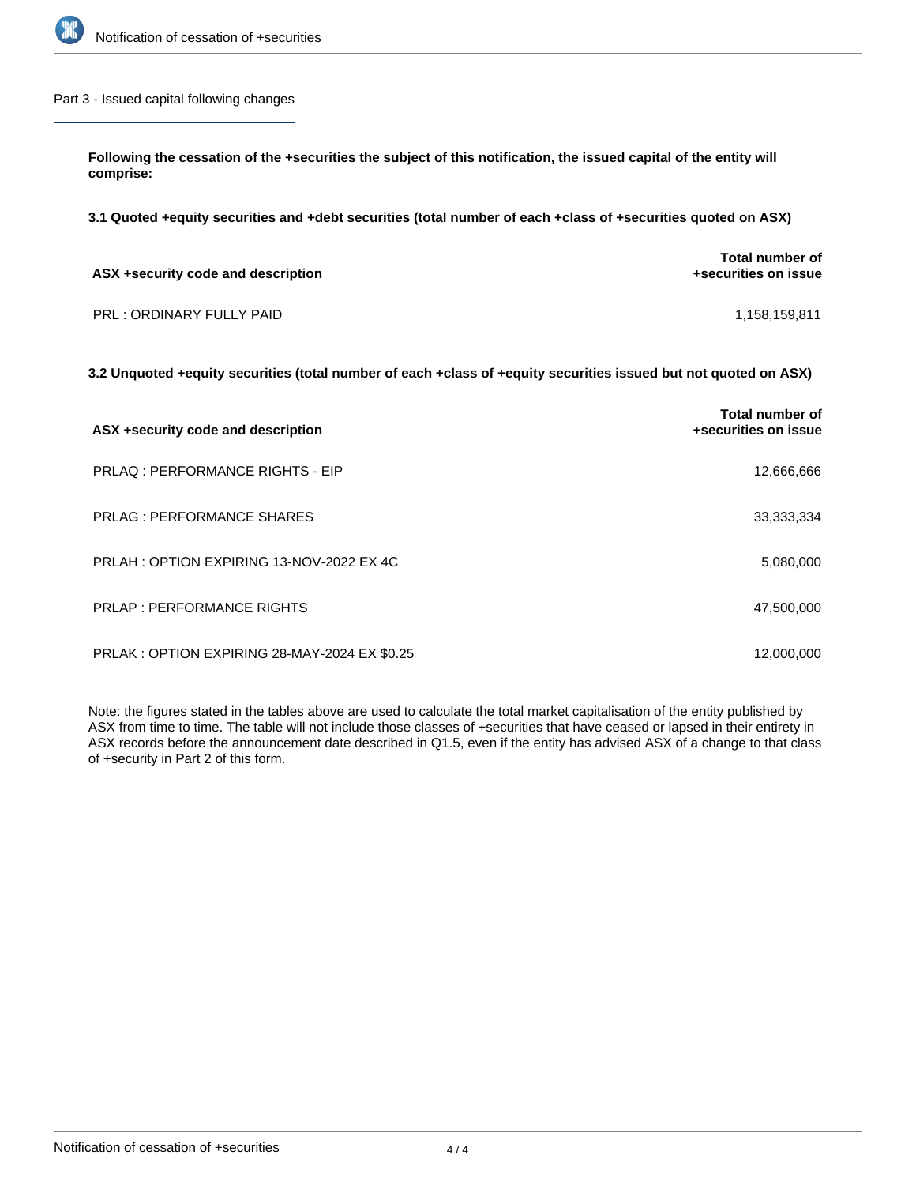## Part 3 - Issued capital following changes

**Following the cessation of the +securities the subject of this notification, the issued capital of the entity will comprise:**

**3.1 Quoted +equity securities and +debt securities (total number of each +class of +securities quoted on ASX)**

| ASX +security code and description | Total number of +securities on issue |
|---|---|
| PRL : ORDINARY FULLY PAID | 1,158,159,811 |

**3.2 Unquoted +equity securities (total number of each +class of +equity securities issued but not quoted on ASX)**

| ASX +security code and description | Total number of +securities on issue |
|---|---|
| PRLAQ : PERFORMANCE RIGHTS - EIP | 12,666,666 |
| PRLAG : PERFORMANCE SHARES | 33,333,334 |
| PRLAH : OPTION EXPIRING 13-NOV-2022 EX 4C | 5,080,000 |
| PRLAP : PERFORMANCE RIGHTS | 47,500,000 |
| PRLAK : OPTION EXPIRING 28-MAY-2024 EX $0.25 | 12,000,000 |

Note: the figures stated in the tables above are used to calculate the total market capitalisation of the entity published by ASX from time to time. The table will not include those classes of +securities that have ceased or lapsed in their entirety in ASX records before the announcement date described in Q1.5, even if the entity has advised ASX of a change to that class of +security in Part 2 of this form.